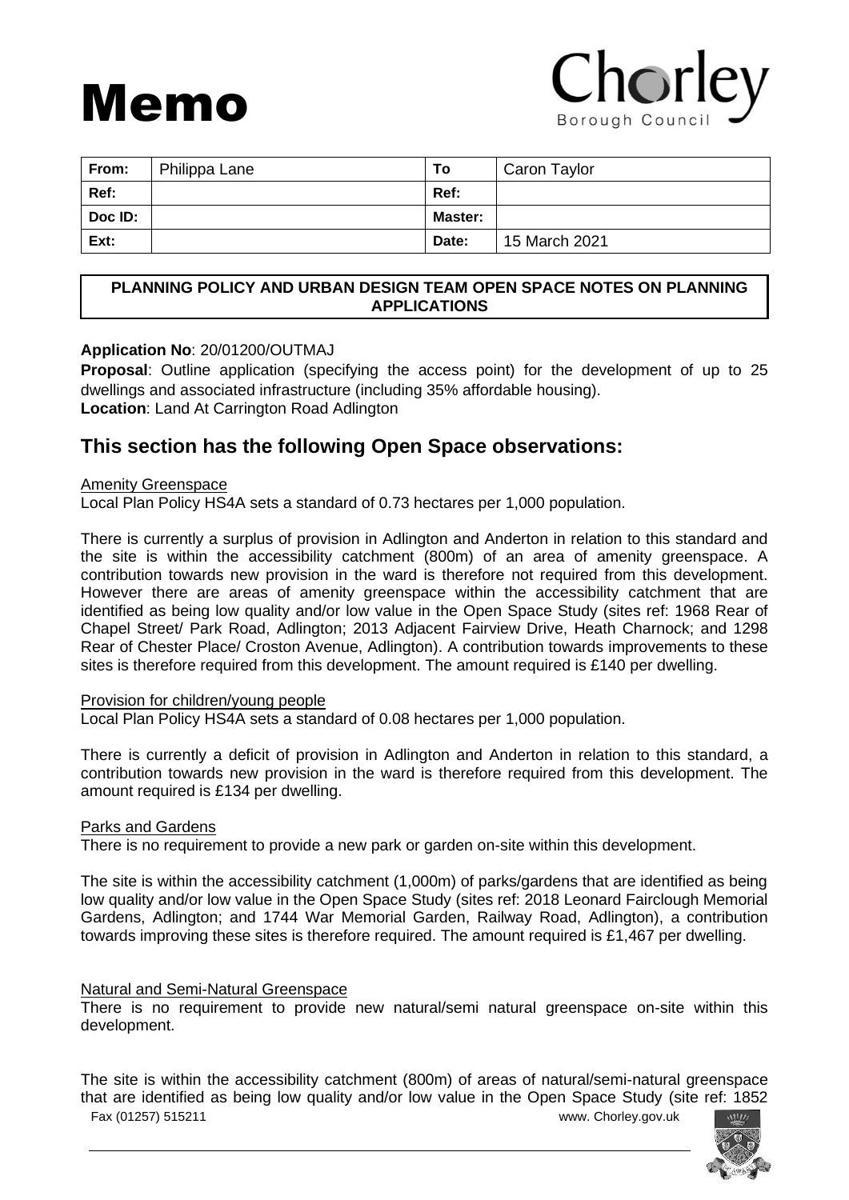# Memo

Chorley Borough Council

| From: | Philippa Lane | To | Caron Taylor |
|---|---|---|---|
| Ref: | | Ref: | |
| Doc ID: | | Master: | |
| Ext: | | Date: | 15 March 2021 |

**PLANNING POLICY AND URBAN DESIGN TEAM OPEN SPACE NOTES ON PLANNING APPLICATIONS**

**Application No**: 20/01200/OUTMAJ

**Proposal**: Outline application (specifying the access point) for the development of up to 25 dwellings and associated infrastructure (including 35% affordable housing).

**Location**: Land At Carrington Road Adlington

## This section has the following Open Space observations:

Amenity Greenspace

Local Plan Policy HS4A sets a standard of 0.73 hectares per 1,000 population.

There is currently a surplus of provision in Adlington and Anderton in relation to this standard and the site is within the accessibility catchment (800m) of an area of amenity greenspace. A contribution towards new provision in the ward is therefore not required from this development. However there are areas of amenity greenspace within the accessibility catchment that are identified as being low quality and/or low value in the Open Space Study (sites ref: 1968 Rear of Chapel Street/ Park Road, Adlington; 2013 Adjacent Fairview Drive, Heath Charnock; and 1298 Rear of Chester Place/ Croston Avenue, Adlington). A contribution towards improvements to these sites is therefore required from this development. The amount required is £140 per dwelling.

Provision for children/young people

Local Plan Policy HS4A sets a standard of 0.08 hectares per 1,000 population.

There is currently a deficit of provision in Adlington and Anderton in relation to this standard, a contribution towards new provision in the ward is therefore required from this development. The amount required is £134 per dwelling.

Parks and Gardens

There is no requirement to provide a new park or garden on-site within this development.

The site is within the accessibility catchment (1,000m) of parks/gardens that are identified as being low quality and/or low value in the Open Space Study (sites ref: 2018 Leonard Fairclough Memorial Gardens, Adlington; and 1744 War Memorial Garden, Railway Road, Adlington), a contribution towards improving these sites is therefore required. The amount required is £1,467 per dwelling.

Natural and Semi-Natural Greenspace

There is no requirement to provide new natural/semi natural greenspace on-site within this development.

The site is within the accessibility catchment (800m) of areas of natural/semi-natural greenspace that are identified as being low quality and/or low value in the Open Space Study (site ref: 1852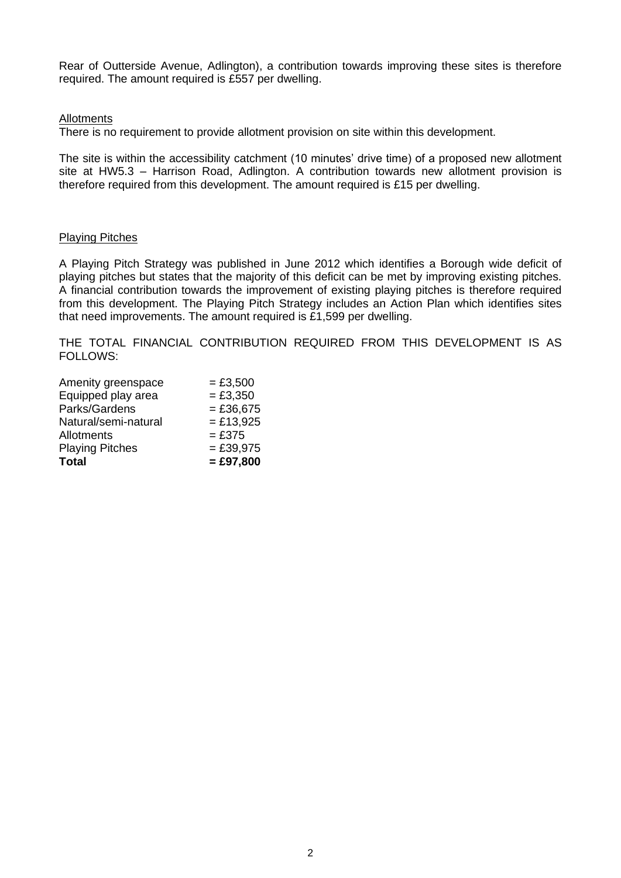Rear of Outterside Avenue, Adlington), a contribution towards improving these sites is therefore required. The amount required is £557 per dwelling.

Allotments

There is no requirement to provide allotment provision on site within this development.

The site is within the accessibility catchment (10 minutes' drive time) of a proposed new allotment site at HW5.3 – Harrison Road, Adlington. A contribution towards new allotment provision is therefore required from this development. The amount required is £15 per dwelling.

Playing Pitches

A Playing Pitch Strategy was published in June 2012 which identifies a Borough wide deficit of playing pitches but states that the majority of this deficit can be met by improving existing pitches. A financial contribution towards the improvement of existing playing pitches is therefore required from this development. The Playing Pitch Strategy includes an Action Plan which identifies sites that need improvements. The amount required is £1,599 per dwelling.

THE TOTAL FINANCIAL CONTRIBUTION REQUIRED FROM THIS DEVELOPMENT IS AS FOLLOWS:

| | |
|---|---|
| Amenity greenspace | = £3,500 |
| Equipped play area | = £3,350 |
| Parks/Gardens | = £36,675 |
| Natural/semi-natural | = £13,925 |
| Allotments | = £375 |
| Playing Pitches | = £39,975 |
| **Total** | **= £97,800** |